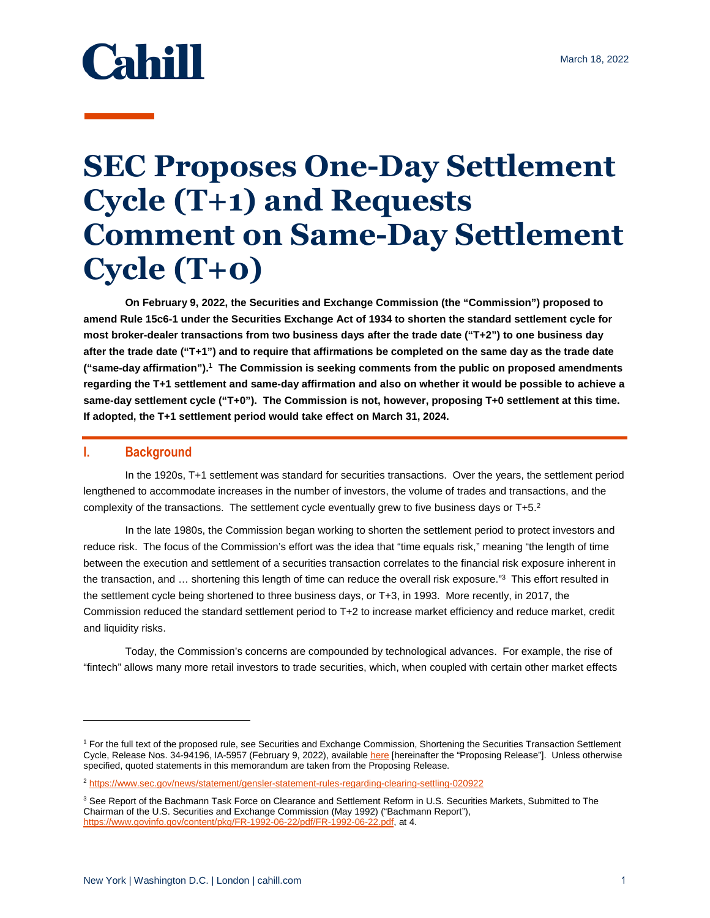Cahill

March 18, 2022

# SEC Proposes One-Day Settlement Cycle (T+1) and Requests Comment on Same-Day Settlement Cycle (T+0)

**On February 9, 2022, the Securities and Exchange Commission (the "Commission") proposed to amend Rule 15c6-1 under the Securities Exchange Act of 1934 to shorten the standard settlement cycle for most broker-dealer transactions from two business days after the trade date ("T+2") to one business day after the trade date ("T+1") and to require that affirmations be completed on the same day as the trade date ("same-day affirmation").[1] The Commission is seeking comments from the public on proposed amendments regarding the T+1 settlement and same-day affirmation and also on whether it would be possible to achieve a same-day settlement cycle ("T+0"). The Commission is not, however, proposing T+0 settlement at this time. If adopted, the T+1 settlement period would take effect on March 31, 2024.**

## I. Background

In the 1920s, T+1 settlement was standard for securities transactions. Over the years, the settlement period lengthened to accommodate increases in the number of investors, the volume of trades and transactions, and the complexity of the transactions. The settlement cycle eventually grew to five business days or T+5.[2]

In the late 1980s, the Commission began working to shorten the settlement period to protect investors and reduce risk. The focus of the Commission's effort was the idea that "time equals risk," meaning "the length of time between the execution and settlement of a securities transaction correlates to the financial risk exposure inherent in the transaction, and … shortening this length of time can reduce the overall risk exposure."[3] This effort resulted in the settlement cycle being shortened to three business days, or T+3, in 1993. More recently, in 2017, the Commission reduced the standard settlement period to T+2 to increase market efficiency and reduce market, credit and liquidity risks.

Today, the Commission's concerns are compounded by technological advances. For example, the rise of "fintech" allows many more retail investors to trade securities, which, when coupled with certain other market effects

---

[1] For the full text of the proposed rule, see Securities and Exchange Commission, Shortening the Securities Transaction Settlement Cycle, Release Nos. 34-94196, IA-5957 (February 9, 2022), available here [hereinafter the "Proposing Release"]. Unless otherwise specified, quoted statements in this memorandum are taken from the Proposing Release.

[2] https://www.sec.gov/news/statement/gensler-statement-rules-regarding-clearing-settling-020922

[3] See Report of the Bachmann Task Force on Clearance and Settlement Reform in U.S. Securities Markets, Submitted to The Chairman of the U.S. Securities and Exchange Commission (May 1992) ("Bachmann Report"), https://www.govinfo.gov/content/pkg/FR-1992-06-22/pdf/FR-1992-06-22.pdf, at 4.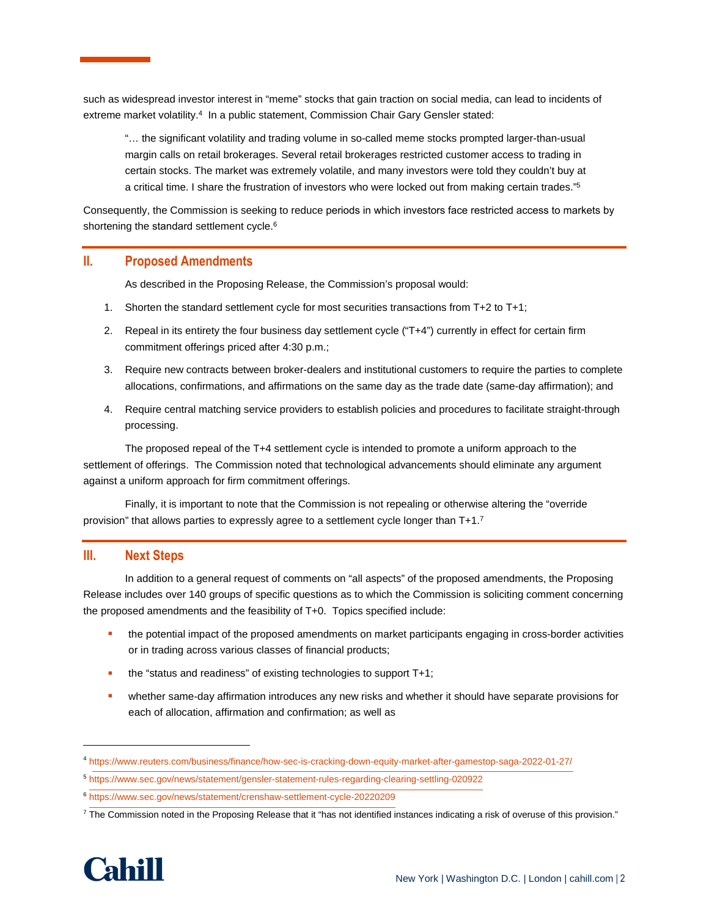such as widespread investor interest in "meme" stocks that gain traction on social media, can lead to incidents of extreme market volatility.[4] In a public statement, Commission Chair Gary Gensler stated:

> "… the significant volatility and trading volume in so-called meme stocks prompted larger-than-usual margin calls on retail brokerages. Several retail brokerages restricted customer access to trading in certain stocks. The market was extremely volatile, and many investors were told they couldn't buy at a critical time. I share the frustration of investors who were locked out from making certain trades."[5]

Consequently, the Commission is seeking to reduce periods in which investors face restricted access to markets by shortening the standard settlement cycle.[6]

## II. Proposed Amendments

As described in the Proposing Release, the Commission's proposal would:

1. Shorten the standard settlement cycle for most securities transactions from T+2 to T+1;
2. Repeal in its entirety the four business day settlement cycle ("T+4") currently in effect for certain firm commitment offerings priced after 4:30 p.m.;
3. Require new contracts between broker-dealers and institutional customers to require the parties to complete allocations, confirmations, and affirmations on the same day as the trade date (same-day affirmation); and
4. Require central matching service providers to establish policies and procedures to facilitate straight-through processing.

The proposed repeal of the T+4 settlement cycle is intended to promote a uniform approach to the settlement of offerings. The Commission noted that technological advancements should eliminate any argument against a uniform approach for firm commitment offerings.

Finally, it is important to note that the Commission is not repealing or otherwise altering the "override provision" that allows parties to expressly agree to a settlement cycle longer than T+1.[7]

## III. Next Steps

In addition to a general request of comments on "all aspects" of the proposed amendments, the Proposing Release includes over 140 groups of specific questions as to which the Commission is soliciting comment concerning the proposed amendments and the feasibility of T+0. Topics specified include:

- the potential impact of the proposed amendments on market participants engaging in cross-border activities or in trading across various classes of financial products;
- the "status and readiness" of existing technologies to support T+1;
- whether same-day affirmation introduces any new risks and whether it should have separate provisions for each of allocation, affirmation and confirmation; as well as

---

[4] https://www.reuters.com/business/finance/how-sec-is-cracking-down-equity-market-after-gamestop-saga-2022-01-27/

[5] https://www.sec.gov/news/statement/gensler-statement-rules-regarding-clearing-settling-020922

[6] https://www.sec.gov/news/statement/crenshaw-settlement-cycle-20220209

[7] The Commission noted in the Proposing Release that it "has not identified instances indicating a risk of overuse of this provision."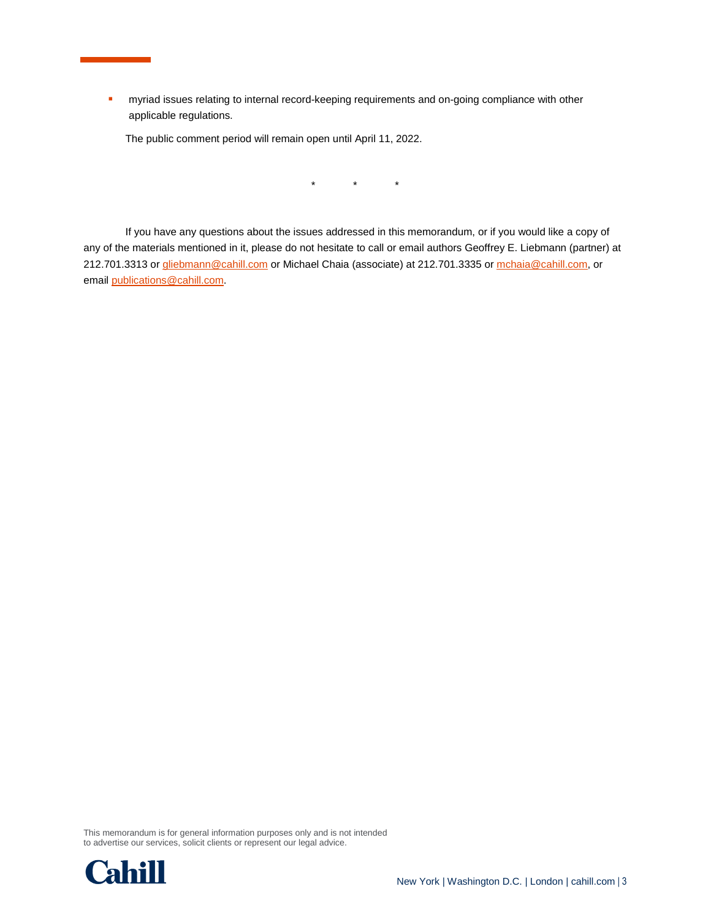- myriad issues relating to internal record-keeping requirements and on-going compliance with other applicable regulations.

The public comment period will remain open until April 11, 2022.

\*            \*            \*

If you have any questions about the issues addressed in this memorandum, or if you would like a copy of any of the materials mentioned in it, please do not hesitate to call or email authors Geoffrey E. Liebmann (partner) at 212.701.3313 or [gliebmann@cahill.com](mailto:gliebmann@cahill.com) or Michael Chaia (associate) at 212.701.3335 or [mchaia@cahill.com](mailto:mchaia@cahill.com), or email [publications@cahill.com](mailto:publications@cahill.com).

This memorandum is for general information purposes only and is not intended to advertise our services, solicit clients or represent our legal advice.